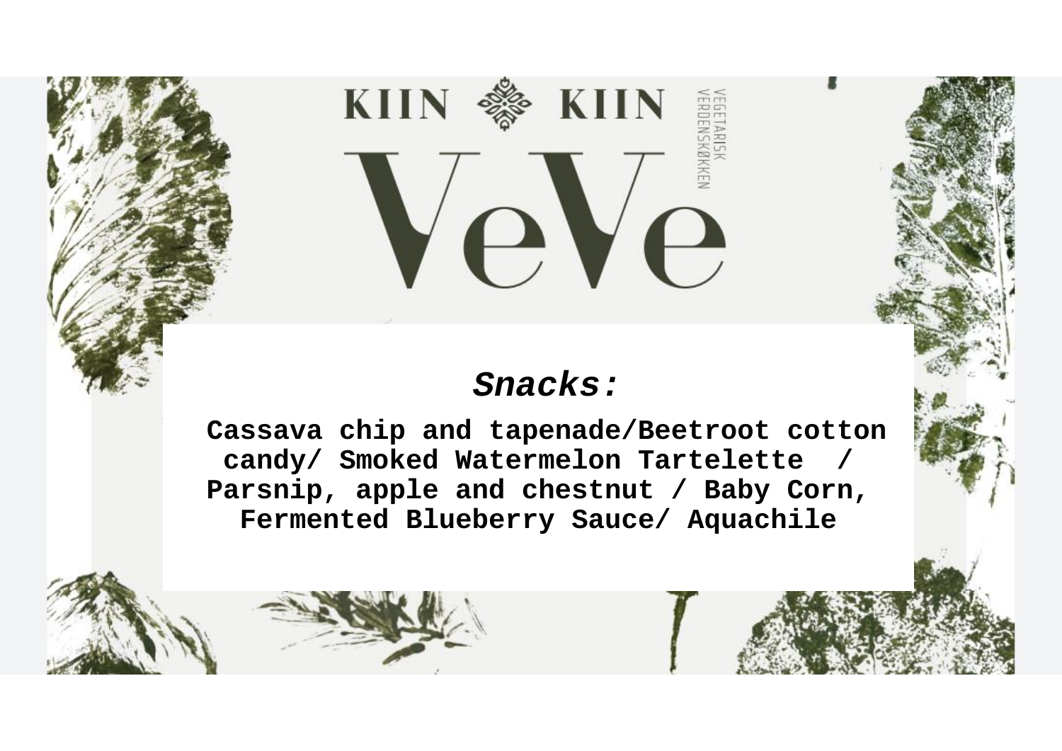KIIN KIIN

# VeVe

VEGETARISK VERDENSKØKKEN

## *Snacks:*

**Cassava chip and tapenade/Beetroot cotton candy/ Smoked Watermelon Tartelette / Parsnip, apple and chestnut / Baby Corn, Fermented Blueberry Sauce/ Aquachile**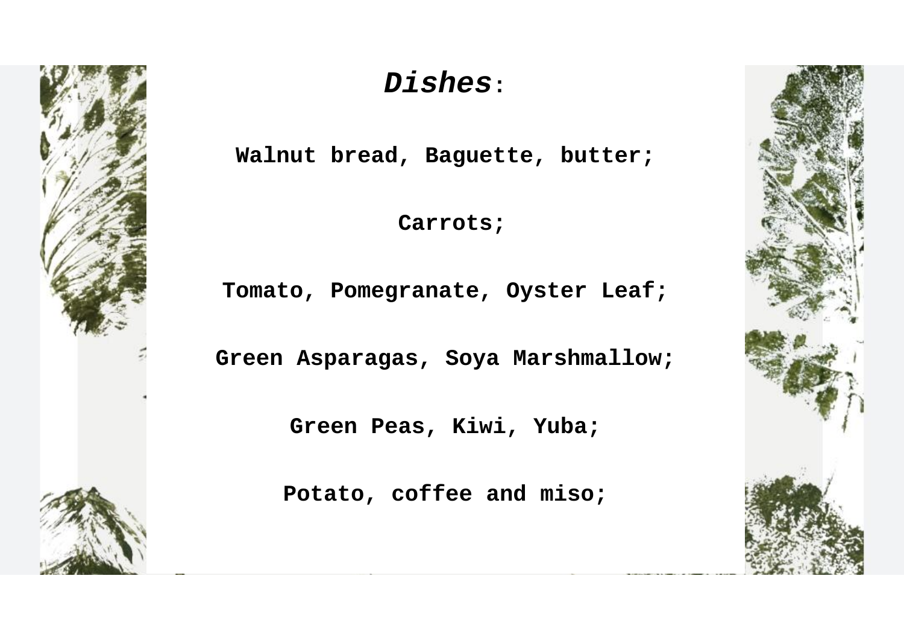## ***Dishes***:

**Walnut bread, Baguette, butter;**

**Carrots;**

**Tomato, Pomegranate, Oyster Leaf;**

**Green Asparagas, Soya Marshmallow;**

**Green Peas, Kiwi, Yuba;**

**Potato, coffee and miso;**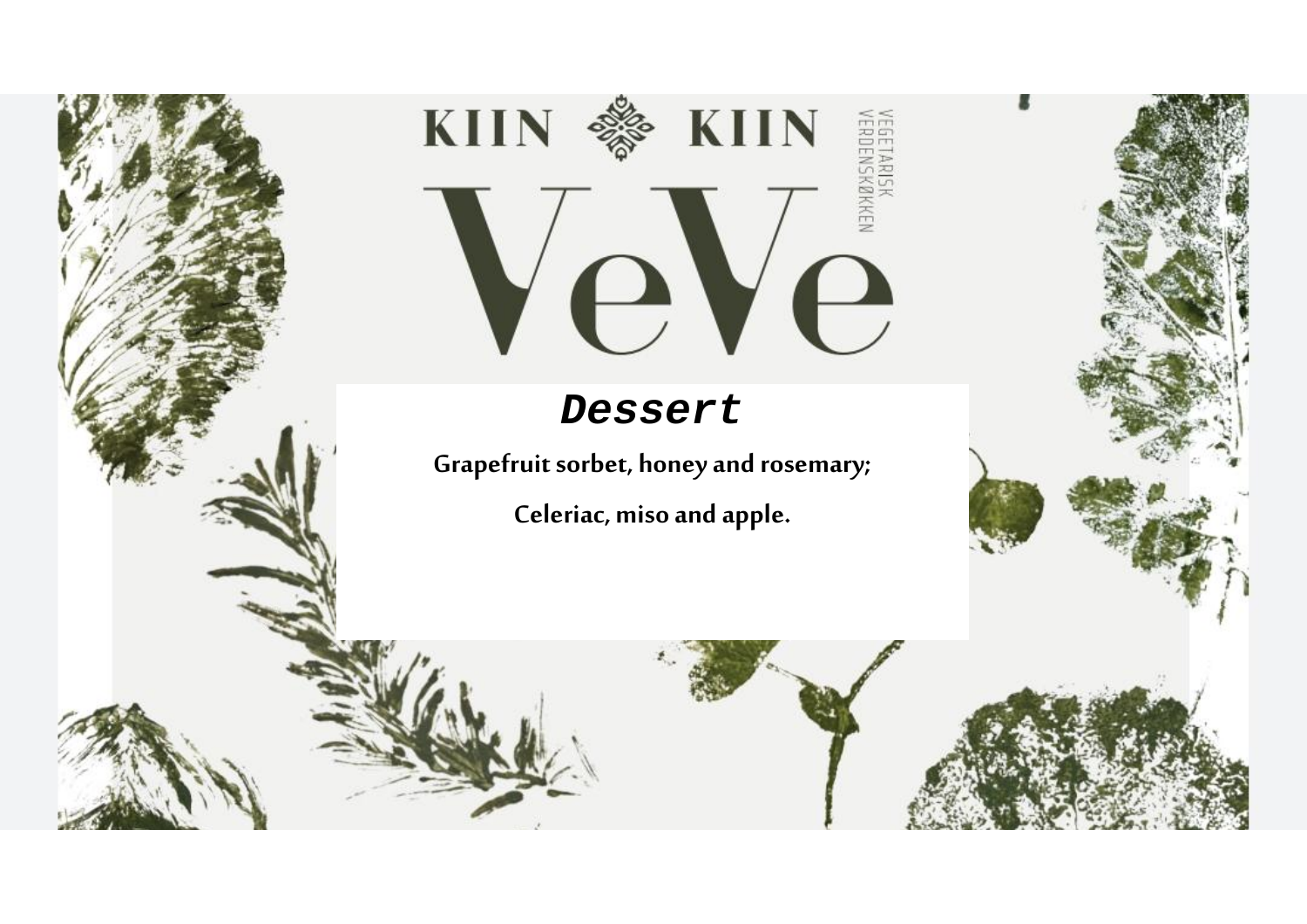KIIN KIIN

# VeVe

VEGETARISK VERDENSKØKKEN

## *Dessert*

**Grapefruit sorbet, honey and rosemary;**

**Celeriac, miso and apple.**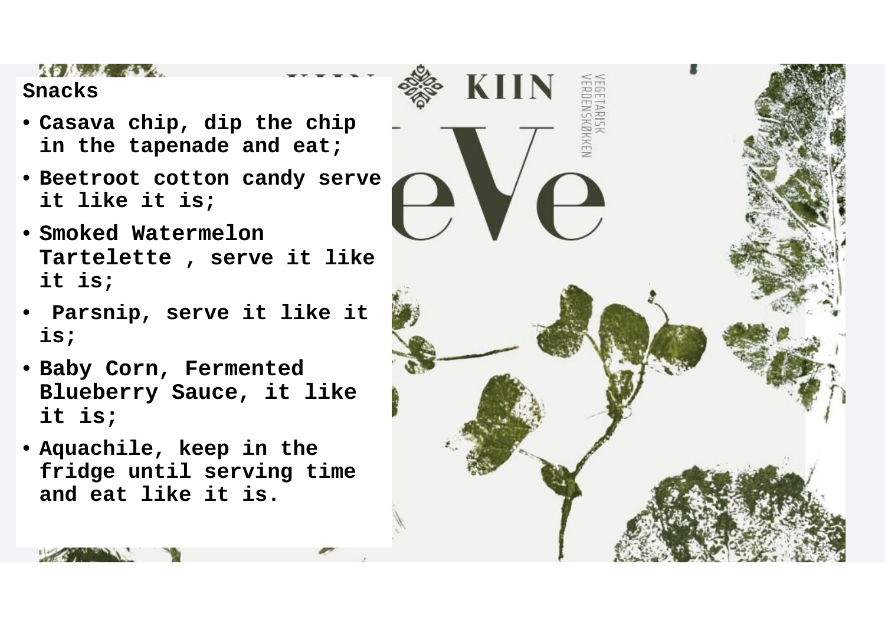Snacks

- **Casava chip, dip the chip in the tapenade and eat;**
- **Beetroot cotton candy serve it like it is;**
- **Smoked Watermelon Tartelette , serve it like it is;**
- **Parsnip, serve it like it is;**
- **Baby Corn, Fermented Blueberry Sauce, it like it is;**
- **Aquachile, keep in the fridge until serving time and eat like it is.**

KIIN

VEGETARISK VERDENSKØKKEN

eVe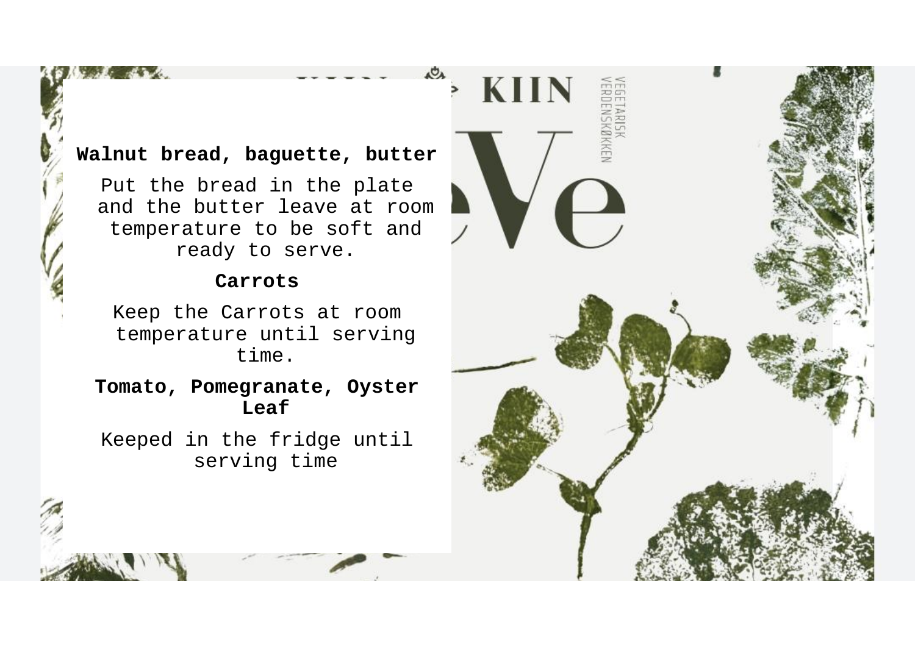**Walnut bread, baguette, butter**

Put the bread in the plate and the butter leave at room temperature to be soft and ready to serve.

**Carrots**

Keep the Carrots at room temperature until serving time.

**Tomato, Pomegranate, Oyster Leaf**

Keeped in the fridge until serving time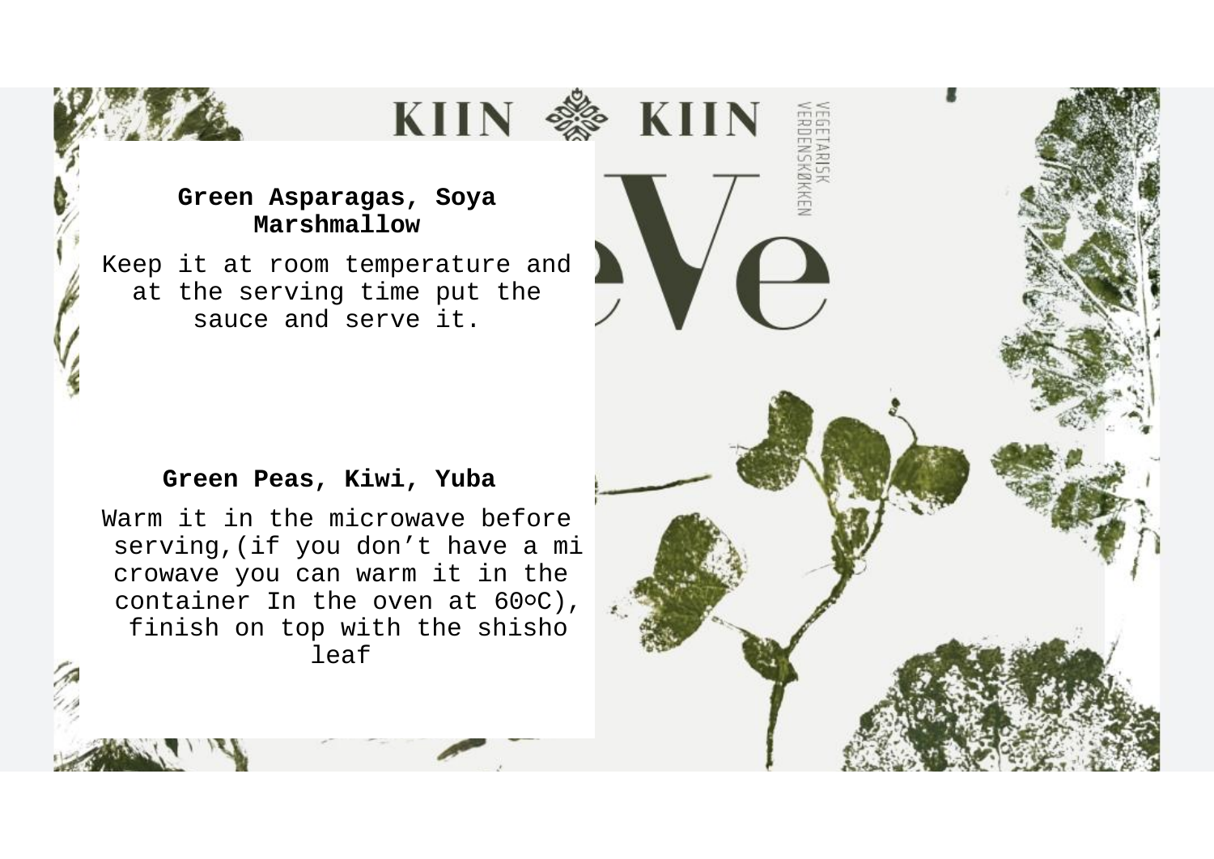**Green Asparagas, Soya Marshmallow**

Keep it at room temperature and at the serving time put the sauce and serve it.

**Green Peas, Kiwi, Yuba**

Warm it in the microwave before serving,(if you don’t have a microwave you can warm it in the container In the oven at 60ºC), finish on top with the shisho leaf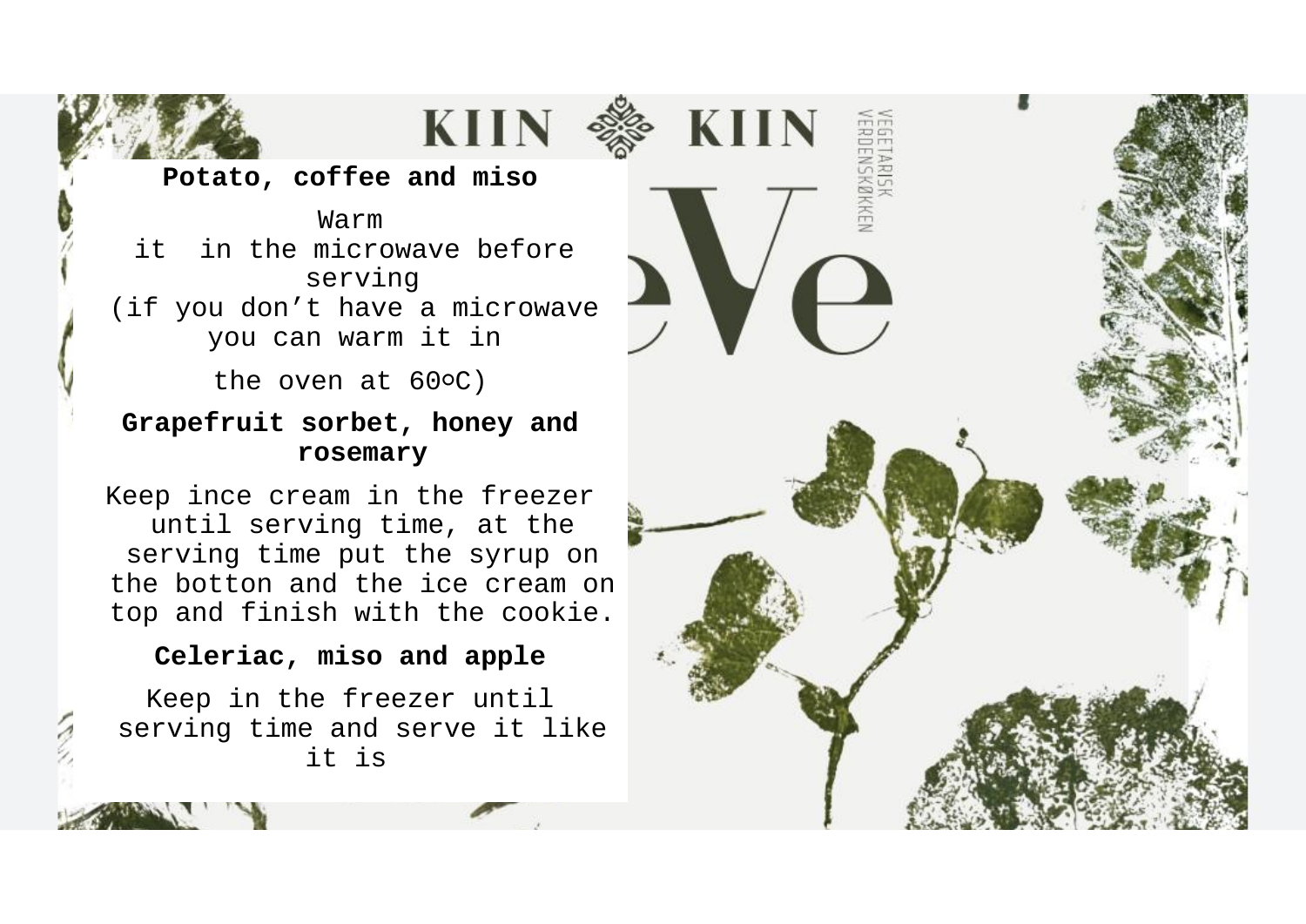**Potato, coffee and miso**

Warm it in the microwave before serving (if you don't have a microwave you can warm it in the oven at 60ºC)

**Grapefruit sorbet, honey and rosemary**

Keep ince cream in the freezer until serving time, at the serving time put the syrup on the botton and the ice cream on top and finish with the cookie.

**Celeriac, miso and apple**

Keep in the freezer until serving time and serve it like it is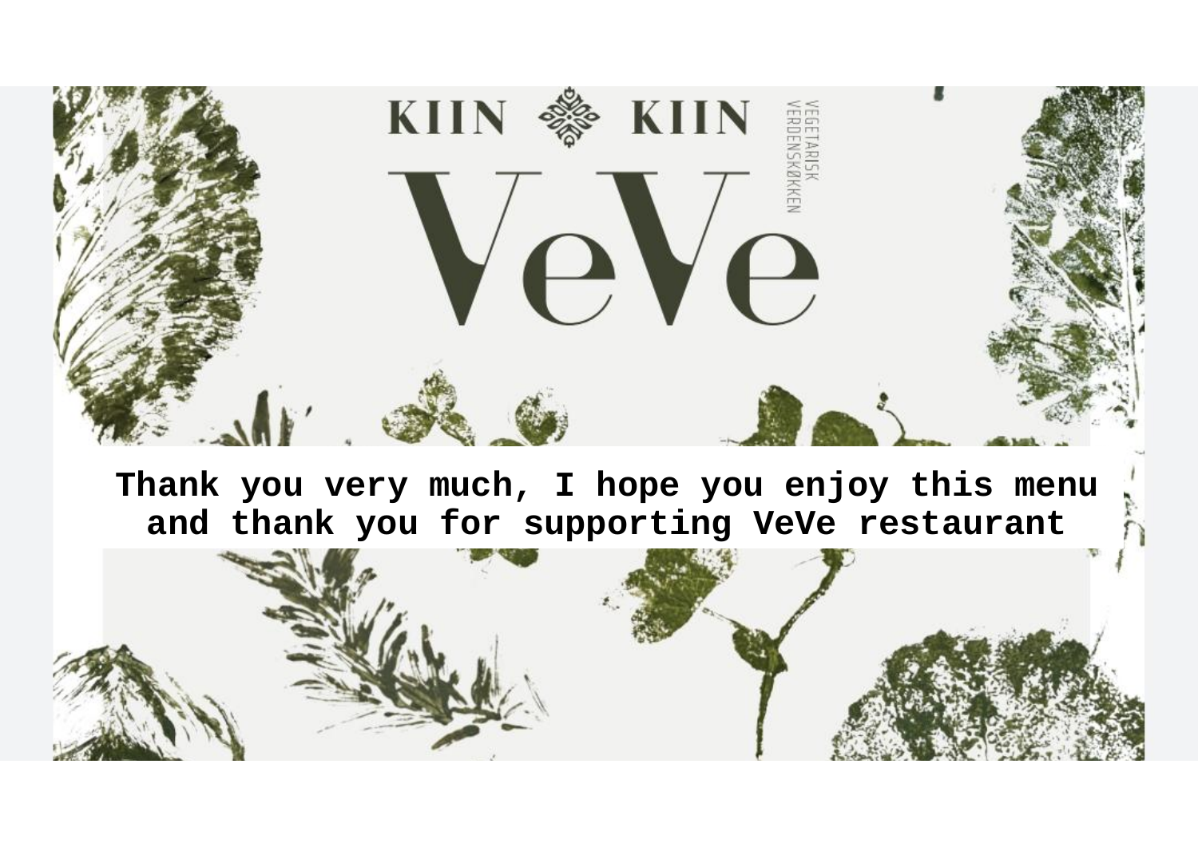KIIN KIIN

VeVe

VEGETARISK VERDENSKØKKEN

**Thank you very much, I hope you enjoy this menu and thank you for supporting VeVe restaurant**